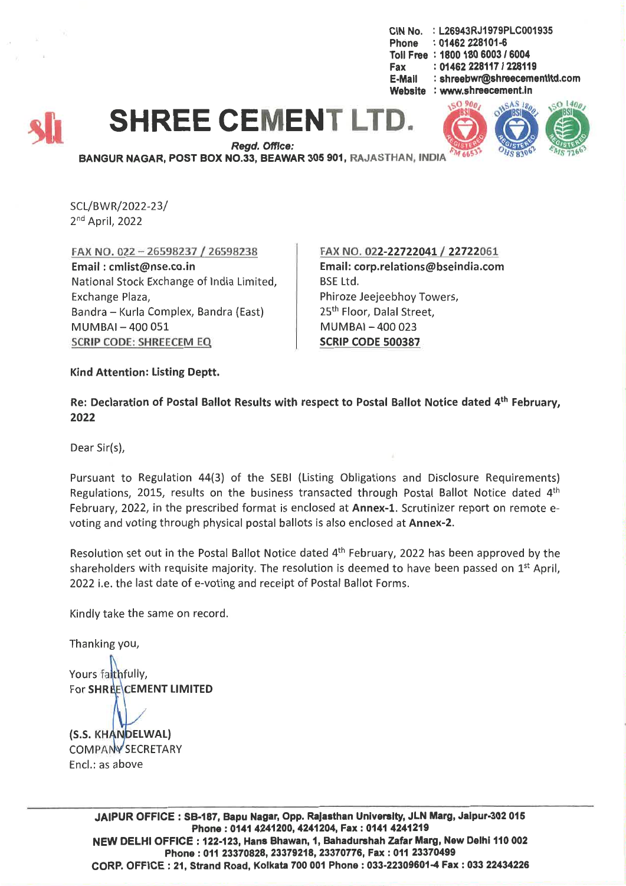CIN No. : L26943RJ1979PLC001935
Phone : 01462 228101-6
Toll Free : 1800 180 6003 / 6004
Fax : 01462 228117 / 228119
E-Mail : shreebwr@shreecementltd.com
Website : www.shreecement.in

# SHREE CEMENT LTD.

*Regd. Office:*
**BANGUR NAGAR, POST BOX NO.33, BEAWAR 305 901, RAJASTHAN, INDIA**

SCL/BWR/2022-23/
2nd April, 2022

| | |
|---|---|
| FAX NO. 022 – 26598237 / 26598238 | FAX NO. 022-22722041 / 22722061 |
| **Email : cmlist@nse.co.in** | **Email: corp.relations@bseindia.com** |
| National Stock Exchange of India Limited, | BSE Ltd. |
| Exchange Plaza, | Phiroze Jeejeebhoy Towers, |
| Bandra – Kurla Complex, Bandra (East) | 25th Floor, Dalal Street, |
| MUMBAI – 400 051 | MUMBAI – 400 023 |
| SCRIP CODE: SHREECEM EQ | **SCRIP CODE 500387** |

**Kind Attention: Listing Deptt.**

**Re: Declaration of Postal Ballot Results with respect to Postal Ballot Notice dated 4th February, 2022**

Dear Sir(s),

Pursuant to Regulation 44(3) of the SEBI (Listing Obligations and Disclosure Requirements) Regulations, 2015, results on the business transacted through Postal Ballot Notice dated 4th February, 2022, in the prescribed format is enclosed at **Annex-1**. Scrutinizer report on remote e-voting and voting through physical postal ballots is also enclosed at **Annex-2**.

Resolution set out in the Postal Ballot Notice dated 4th February, 2022 has been approved by the shareholders with requisite majority. The resolution is deemed to have been passed on 1st April, 2022 i.e. the last date of e-voting and receipt of Postal Ballot Forms.

Kindly take the same on record.

Thanking you,

Yours faithfully,
For **SHREE CEMENT LIMITED**

**(S.S. KHANDELWAL)**
COMPANY SECRETARY
Encl.: as above

**JAIPUR OFFICE : SB-187, Bapu Nagar, Opp. Rajasthan University, JLN Marg, Jaipur-302 015**
**Phone : 0141 4241200, 4241204, Fax : 0141 4241219**
**NEW DELHI OFFICE : 122-123, Hans Bhawan, 1, Bahadurshah Zafar Marg, New Delhi 110 002**
**Phone : 011 23370828, 23379218, 23370776, Fax : 011 23370499**
**CORP. OFFICE : 21, Strand Road, Kolkata 700 001 Phone : 033-22309601-4 Fax : 033 22434226**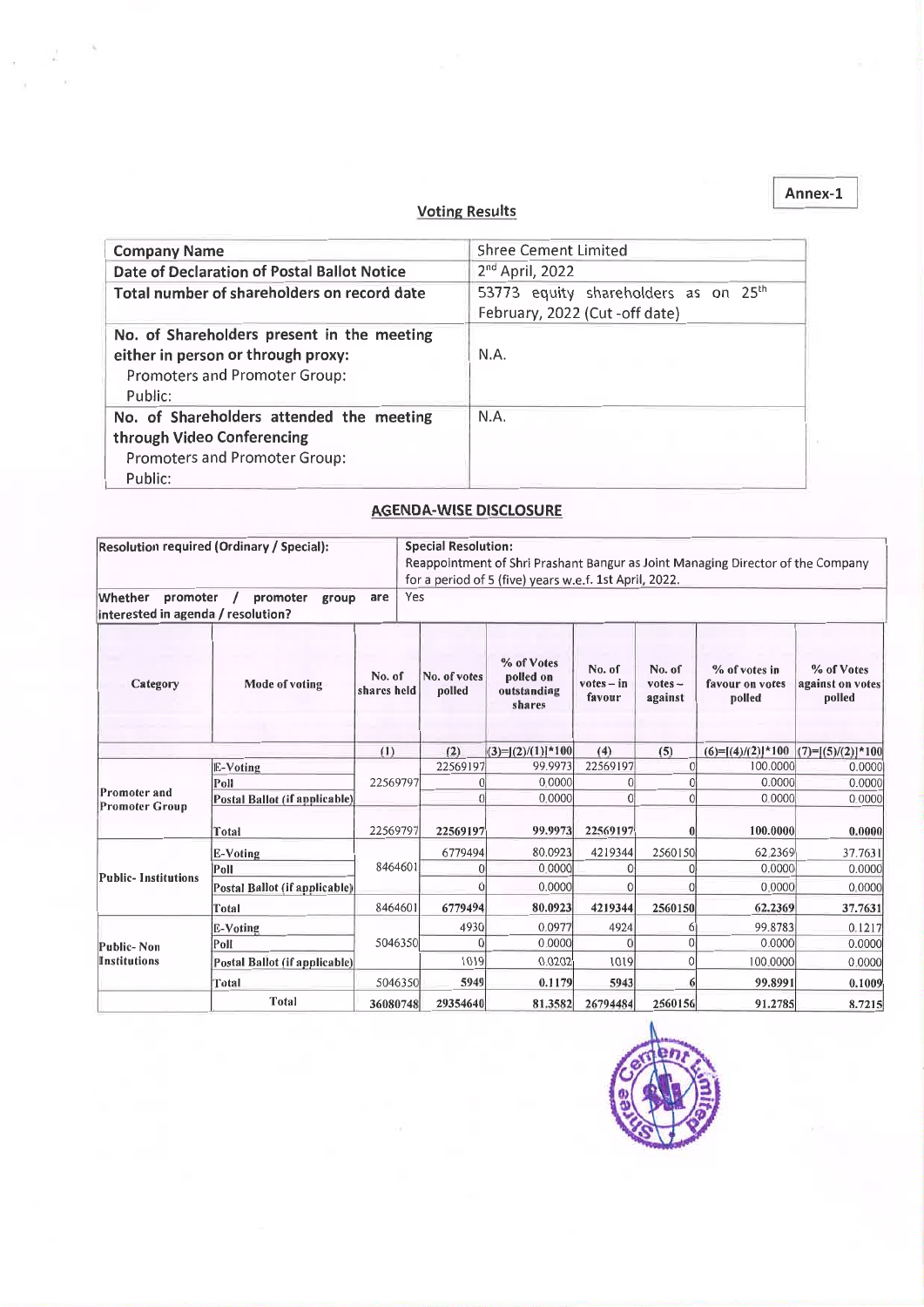**Annex-1**

## Voting Results

| Company Name | Shree Cement Limited |
|---|---|
| Date of Declaration of Postal Ballot Notice | 2nd April, 2022 |
| Total number of shareholders on record date | 53773 equity shareholders as on 25th February, 2022 (Cut -off date) |
| No. of Shareholders present in the meeting either in person or through proxy: Promoters and Promoter Group: Public: | N.A. |
| No. of Shareholders attended the meeting through Video Conferencing Promoters and Promoter Group: Public: | N.A. |

## AGENDA-WISE DISCLOSURE

| Resolution required (Ordinary / Special): | Special Resolution: Reappointment of Shri Prashant Bangur as Joint Managing Director of the Company for a period of 5 (five) years w.e.f. 1st April, 2022. |
|---|---|
| Whether promoter / promoter group are interested in agenda / resolution? | Yes |

| Category | Mode of voting | No. of shares held | No. of votes polled | % of Votes polled on outstanding shares | No. of votes – in favour | No. of votes – against | % of votes in favour on votes polled | % of Votes against on votes polled |
|---|---|---|---|---|---|---|---|---|
| | | (1) | (2) | (3)=[(2)/(1)]*100 | (4) | (5) | (6)=[(4)/(2)]*100 | (7)=[(5)/(2)]*100 |
| Promoter and Promoter Group | E-Voting | 22569797 | 22569197 | 99.9973 | 22569197 | 0 | 100.0000 | 0.0000 |
| | Poll | | 0 | 0.0000 | 0 | 0 | 0.0000 | 0.0000 |
| | Postal Ballot (if applicable) | | 0 | 0.0000 | 0 | 0 | 0.0000 | 0.0000 |
| | Total | 22569797 | 22569197 | 99.9973 | 22569197 | 0 | 100.0000 | 0.0000 |
| Public- Institutions | E-Voting | 8464601 | 6779494 | 80.0923 | 4219344 | 2560150 | 62.2369 | 37.7631 |
| | Poll | | 0 | 0.0000 | 0 | 0 | 0.0000 | 0.0000 |
| | Postal Ballot (if applicable) | | 0 | 0.0000 | 0 | 0 | 0.0000 | 0.0000 |
| | Total | 8464601 | 6779494 | 80.0923 | 4219344 | 2560150 | 62.2369 | 37.7631 |
| Public- Non Institutions | E-Voting | 5046350 | 4930 | 0.0977 | 4924 | 6 | 99.8783 | 0.1217 |
| | Poll | | 0 | 0.0000 | 0 | 0 | 0.0000 | 0.0000 |
| | Postal Ballot (if applicable) | | 1019 | 0.0202 | 1019 | 0 | 100.0000 | 0.0000 |
| | Total | 5046350 | 5949 | 0.1179 | 5943 | 6 | 99.8991 | 0.1009 |
| | Total | 36080748 | 29354640 | 81.3582 | 26794484 | 2560156 | 91.2785 | 8.7215 |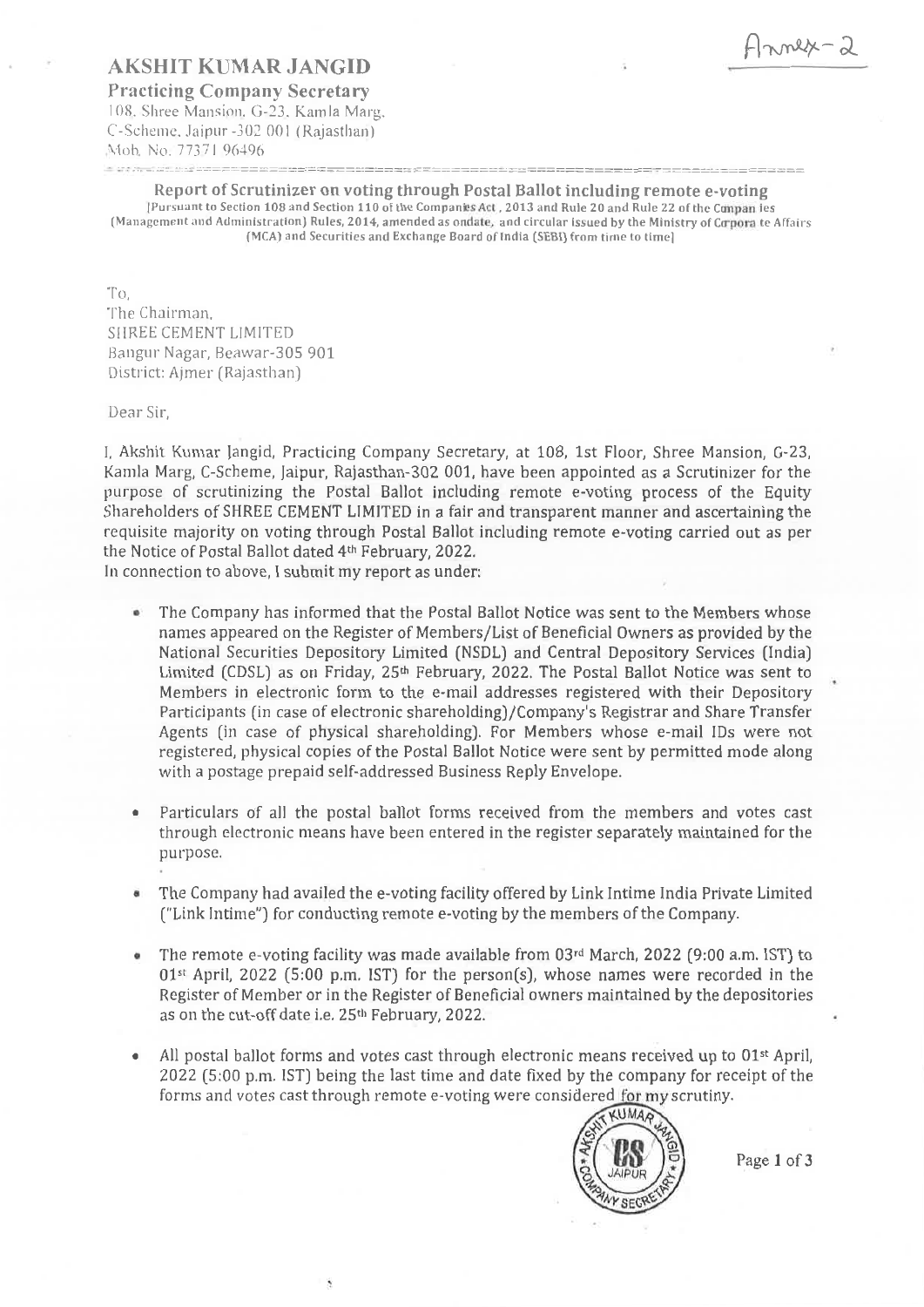Annex-2

# AKSHIT KUMAR JANGID

**Practicing Company Secretary**
108, Shree Mansion, G-23, Kamla Marg,
C-Scheme, Jaipur -302 001 (Rajasthan)
Mob. No. 77371 96496

## Report of Scrutinizer on voting through Postal Ballot including remote e-voting

[Pursuant to Section 108 and Section 110 of the Companies Act , 2013 and Rule 20 and Rule 22 of the Companies (Management and Administration) Rules, 2014, amended as ondate, and circular issued by the Ministry of Corporate Affairs (MCA) and Securities and Exchange Board of India (SEBI) from time to time]

To,
The Chairman,
SHREE CEMENT LIMITED
Bangur Nagar, Beawar-305 901
District: Ajmer (Rajasthan)

Dear Sir,

I, Akshit Kumar Jangid, Practicing Company Secretary, at 108, 1st Floor, Shree Mansion, G-23, Kamla Marg, C-Scheme, Jaipur, Rajasthan-302 001, have been appointed as a Scrutinizer for the purpose of scrutinizing the Postal Ballot including remote e-voting process of the Equity Shareholders of SHREE CEMENT LIMITED in a fair and transparent manner and ascertaining the requisite majority on voting through Postal Ballot including remote e-voting carried out as per the Notice of Postal Ballot dated 4th February, 2022.
In connection to above, I submit my report as under:

- The Company has informed that the Postal Ballot Notice was sent to the Members whose names appeared on the Register of Members/List of Beneficial Owners as provided by the National Securities Depository Limited (NSDL) and Central Depository Services (India) Limited (CDSL) as on Friday, 25th February, 2022. The Postal Ballot Notice was sent to Members in electronic form to the e-mail addresses registered with their Depository Participants (in case of electronic shareholding)/Company's Registrar and Share Transfer Agents (in case of physical shareholding). For Members whose e-mail IDs were not registered, physical copies of the Postal Ballot Notice were sent by permitted mode along with a postage prepaid self-addressed Business Reply Envelope.

- Particulars of all the postal ballot forms received from the members and votes cast through electronic means have been entered in the register separately maintained for the purpose.

- The Company had availed the e-voting facility offered by Link Intime India Private Limited ("Link Intime") for conducting remote e-voting by the members of the Company.

- The remote e-voting facility was made available from 03rd March, 2022 (9:00 a.m. IST) to 01st April, 2022 (5:00 p.m. IST) for the person(s), whose names were recorded in the Register of Member or in the Register of Beneficial owners maintained by the depositories as on the cut-off date i.e. 25th February, 2022.

- All postal ballot forms and votes cast through electronic means received up to 01st April, 2022 (5:00 p.m. IST) being the last time and date fixed by the company for receipt of the forms and votes cast through remote e-voting were considered for my scrutiny.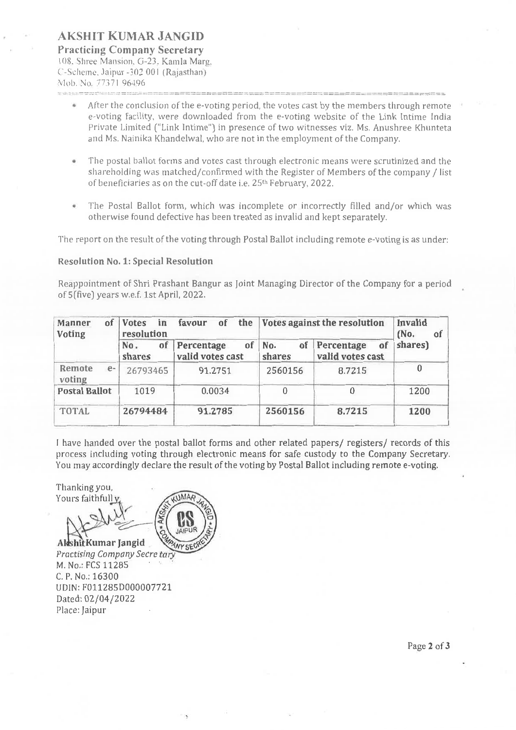# AKSHIT KUMAR JANGID

**Practicing Company Secretary**
108, Shree Mansion, G-23, Kamla Marg,
C-Scheme, Jaipur -302 001 (Rajasthan)
Mob. No. 77371 96496

- After the conclusion of the e-voting period, the votes cast by the members through remote e-voting facility, were downloaded from the e-voting website of the Link Intime India Private Limited ("Link Intime") in presence of two witnesses viz. Ms. Anushree Khunteta and Ms. Nainika Khandelwal, who are not in the employment of the Company.

- The postal ballot forms and votes cast through electronic means were scrutinized and the shareholding was matched/confirmed with the Register of Members of the company / list of beneficiaries as on the cut-off date i.e. 25th February, 2022.

- The Postal Ballot form, which was incomplete or incorrectly filled and/or which was otherwise found defective has been treated as invalid and kept separately.

The report on the result of the voting through Postal Ballot including remote e-voting is as under:

**Resolution No. 1: Special Resolution**

Reappointment of Shri Prashant Bangur as Joint Managing Director of the Company for a period of 5(five) years w.e.f. 1st April, 2022.

| Manner of Voting | Votes in favour of the resolution | | Votes against the resolution | | Invalid (No. of shares) |
|---|---|---|---|---|---|
| | No. of shares | Percentage of valid votes cast | No. of shares | Percentage of valid votes cast | |
| Remote e-voting | 26793465 | 91.2751 | 2560156 | 8.7215 | 0 |
| **Postal Ballot** | 1019 | 0.0034 | 0 | 0 | 1200 |
| TOTAL | **26794484** | **91.2785** | **2560156** | **8.7215** | **1200** |

I have handed over the postal ballot forms and other related papers/ registers/ records of this process including voting through electronic means for safe custody to the Company Secretary. You may accordingly declare the result of the voting by Postal Ballot including remote e-voting.

Thanking you,
Yours faithfully,

**Akshit Kumar Jangid**
*Practising Company Secretary*
M. No.: FCS 11285
C. P. No.: 16300
UDIN: F011285D000007721
Dated: 02/04/2022
Place: Jaipur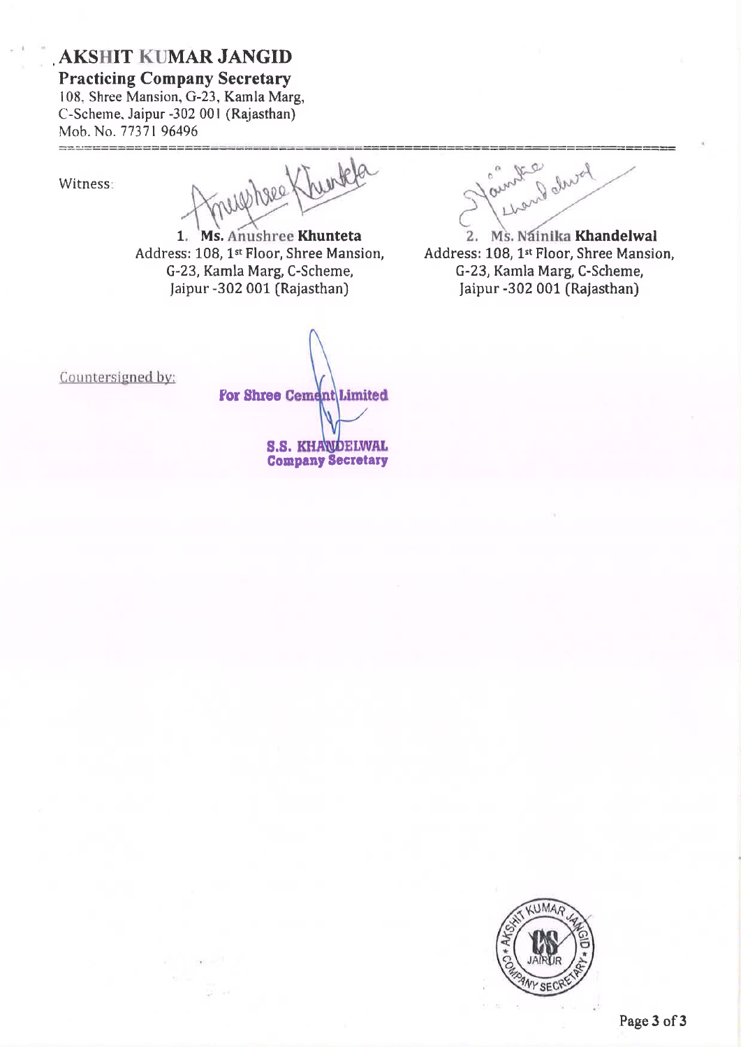# AKSHIT KUMAR JANGID

**Practicing Company Secretary**

108, Shree Mansion, G-23, Kamla Marg,
C-Scheme, Jaipur -302 001 (Rajasthan)
Mob. No. 77371 96496

Witness:

1. **Ms. Anushree Khunteta**
Address: 108, 1st Floor, Shree Mansion,
G-23, Kamla Marg, C-Scheme,
Jaipur -302 001 (Rajasthan)

2. **Ms. Nainika Khandelwal**
Address: 108, 1st Floor, Shree Mansion,
G-23, Kamla Marg, C-Scheme,
Jaipur -302 001 (Rajasthan)

Countersigned by:

**For Shree Cement Limited**

**S.S. KHANDELWAL**
**Company Secretary**